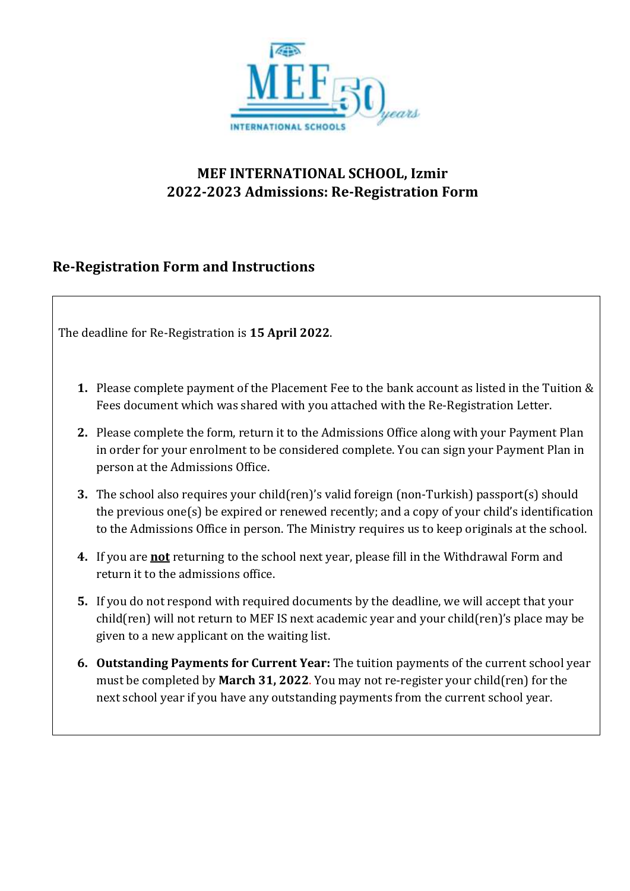# MEF INTERNATIONAL SCHOOL, Izmir
# 2022-2023 Admissions: Re-Registration Form

## Re-Registration Form and Instructions

The deadline for Re-Registration is **15 April 2022**.

1. Please complete payment of the Placement Fee to the bank account as listed in the Tuition & Fees document which was shared with you attached with the Re-Registration Letter.
2. Please complete the form, return it to the Admissions Office along with your Payment Plan in order for your enrolment to be considered complete. You can sign your Payment Plan in person at the Admissions Office.
3. The school also requires your child(ren)'s valid foreign (non-Turkish) passport(s) should the previous one(s) be expired or renewed recently; and a copy of your child's identification to the Admissions Office in person. The Ministry requires us to keep originals at the school.
4. If you are **not** returning to the school next year, please fill in the Withdrawal Form and return it to the admissions office.
5. If you do not respond with required documents by the deadline, we will accept that your child(ren) will not return to MEF IS next academic year and your child(ren)'s place may be given to a new applicant on the waiting list.
6. **Outstanding Payments for Current Year:** The tuition payments of the current school year must be completed by **March 31, 2022**. You may not re-register your child(ren) for the next school year if you have any outstanding payments from the current school year.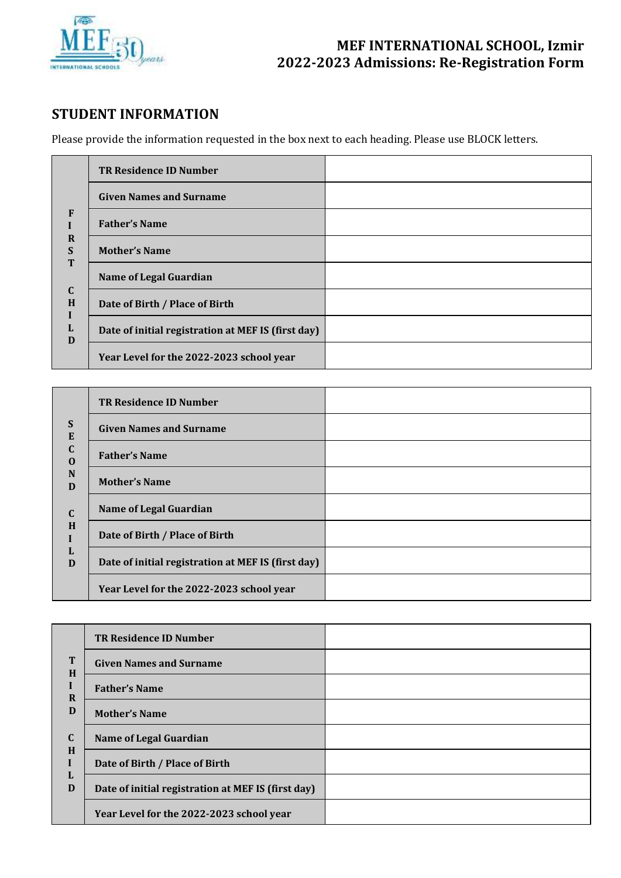## MEF INTERNATIONAL SCHOOL, Izmir
## 2022-2023 Admissions: Re-Registration Form

## STUDENT INFORMATION

Please provide the information requested in the box next to each heading. Please use BLOCK letters.

| | | |
|---|---|---|
| **FIRST CHILD** | **TR Residence ID Number** | |
| | **Given Names and Surname** | |
| | **Father's Name** | |
| | **Mother's Name** | |
| | **Name of Legal Guardian** | |
| | **Date of Birth / Place of Birth** | |
| | **Date of initial registration at MEF IS (first day)** | |
| | **Year Level for the 2022-2023 school year** | |

| | | |
|---|---|---|
| **SECOND CHILD** | **TR Residence ID Number** | |
| | **Given Names and Surname** | |
| | **Father's Name** | |
| | **Mother's Name** | |
| | **Name of Legal Guardian** | |
| | **Date of Birth / Place of Birth** | |
| | **Date of initial registration at MEF IS (first day)** | |
| | **Year Level for the 2022-2023 school year** | |

| | | |
|---|---|---|
| **THIRD CHILD** | **TR Residence ID Number** | |
| | **Given Names and Surname** | |
| | **Father's Name** | |
| | **Mother's Name** | |
| | **Name of Legal Guardian** | |
| | **Date of Birth / Place of Birth** | |
| | **Date of initial registration at MEF IS (first day)** | |
| | **Year Level for the 2022-2023 school year** | |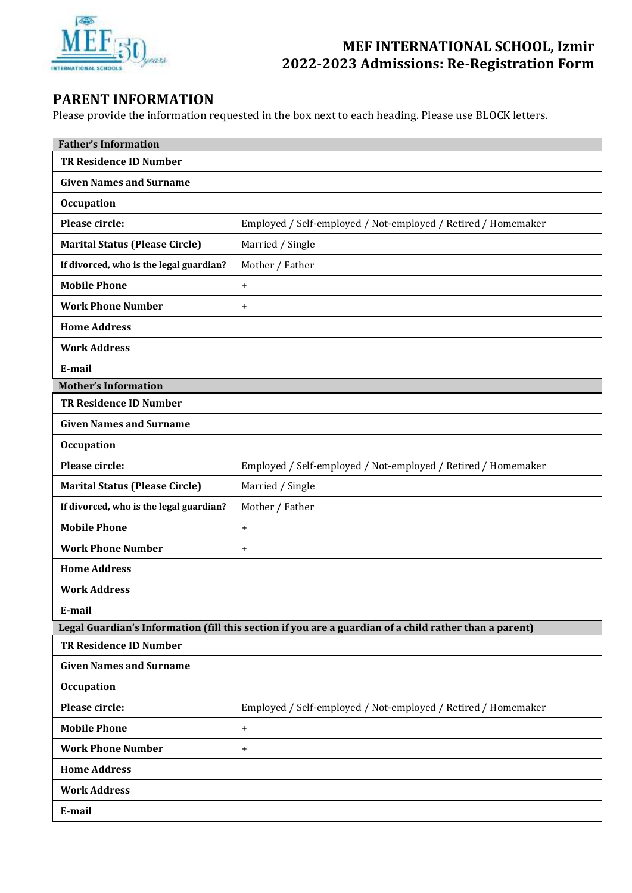# MEF INTERNATIONAL SCHOOL, Izmir
# 2022-2023 Admissions: Re-Registration Form

## PARENT INFORMATION

Please provide the information requested in the box next to each heading. Please use BLOCK letters.

| **Father's Information** | |
|---|---|
| **TR Residence ID Number** | |
| **Given Names and Surname** | |
| **Occupation** | |
| **Please circle:** | Employed / Self-employed / Not-employed / Retired / Homemaker |
| **Marital Status (Please Circle)** | Married / Single |
| **If divorced, who is the legal guardian?** | Mother / Father |
| **Mobile Phone** | + |
| **Work Phone Number** | + |
| **Home Address** | |
| **Work Address** | |
| **E-mail** | |
| **Mother's Information** | |
| **TR Residence ID Number** | |
| **Given Names and Surname** | |
| **Occupation** | |
| **Please circle:** | Employed / Self-employed / Not-employed / Retired / Homemaker |
| **Marital Status (Please Circle)** | Married / Single |
| **If divorced, who is the legal guardian?** | Mother / Father |
| **Mobile Phone** | + |
| **Work Phone Number** | + |
| **Home Address** | |
| **Work Address** | |
| **E-mail** | |
| **Legal Guardian's Information (fill this section if you are a guardian of a child rather than a parent)** | |
| **TR Residence ID Number** | |
| **Given Names and Surname** | |
| **Occupation** | |
| **Please circle:** | Employed / Self-employed / Not-employed / Retired / Homemaker |
| **Mobile Phone** | + |
| **Work Phone Number** | + |
| **Home Address** | |
| **Work Address** | |
| **E-mail** | |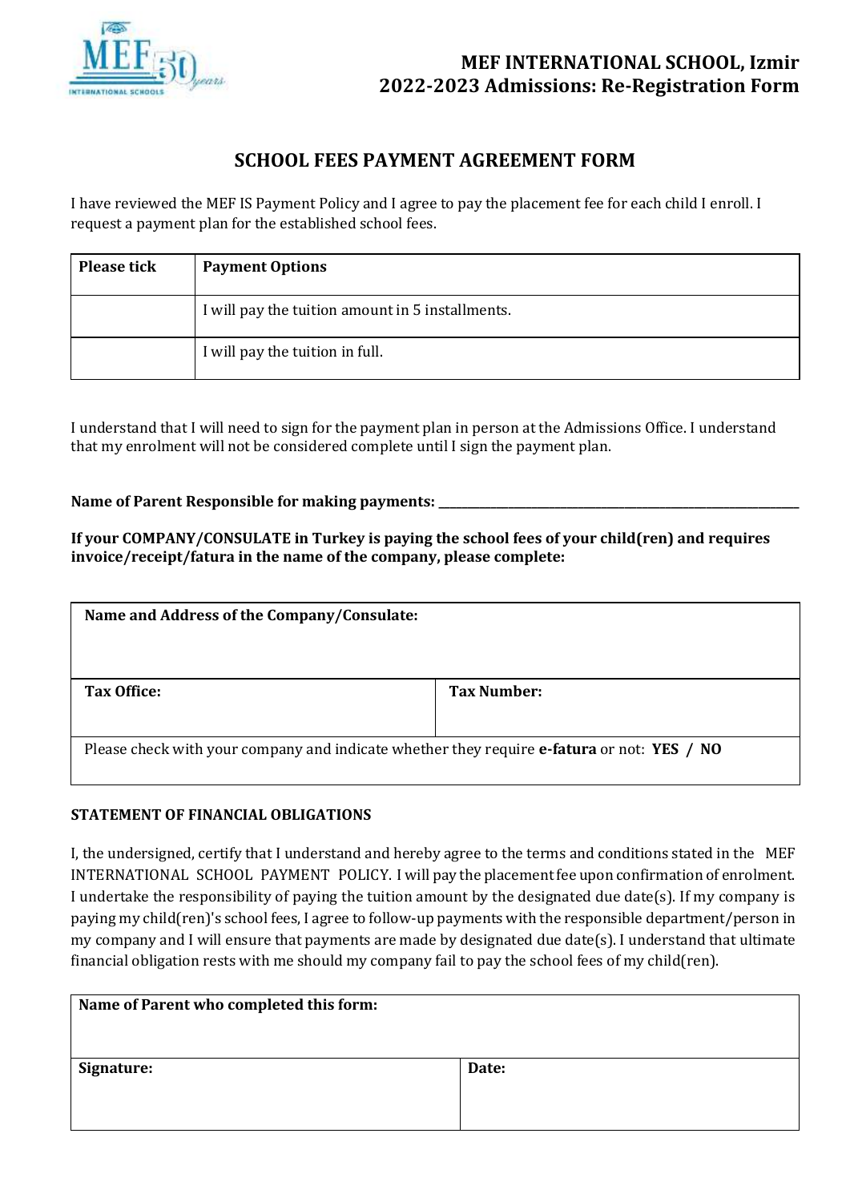# MEF INTERNATIONAL SCHOOL, Izmir
# 2022-2023 Admissions: Re-Registration Form

## SCHOOL FEES PAYMENT AGREEMENT FORM

I have reviewed the MEF IS Payment Policy and I agree to pay the placement fee for each child I enroll. I request a payment plan for the established school fees.

| Please tick | Payment Options |
|---|---|
| | I will pay the tuition amount in 5 installments. |
| | I will pay the tuition in full. |

I understand that I will need to sign for the payment plan in person at the Admissions Office. I understand that my enrolment will not be considered complete until I sign the payment plan.

**Name of Parent Responsible for making payments: ______________________________**

**If your COMPANY/CONSULATE in Turkey is paying the school fees of your child(ren) and requires invoice/receipt/fatura in the name of the company, please complete:**

| **Name and Address of the Company/Consulate:** | |
|---|---|
| **Tax Office:** | **Tax Number:** |
| Please check with your company and indicate whether they require **e-fatura** or not: **YES / NO** | |

**STATEMENT OF FINANCIAL OBLIGATIONS**

I, the undersigned, certify that I understand and hereby agree to the terms and conditions stated in the MEF INTERNATIONAL SCHOOL PAYMENT POLICY. I will pay the placement fee upon confirmation of enrolment. I undertake the responsibility of paying the tuition amount by the designated due date(s). If my company is paying my child(ren)'s school fees, I agree to follow-up payments with the responsible department/person in my company and I will ensure that payments are made by designated due date(s). I understand that ultimate financial obligation rests with me should my company fail to pay the school fees of my child(ren).

| **Name of Parent who completed this form:** | |
|---|---|
| **Signature:** | **Date:** |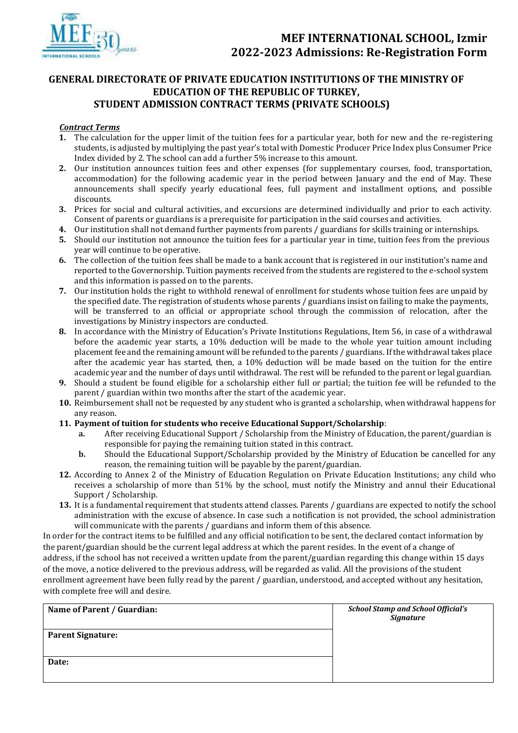# MEF INTERNATIONAL SCHOOL, Izmir
# 2022-2023 Admissions: Re-Registration Form

## GENERAL DIRECTORATE OF PRIVATE EDUCATION INSTITUTIONS OF THE MINISTRY OF EDUCATION OF THE REPUBLIC OF TURKEY, STUDENT ADMISSION CONTRACT TERMS (PRIVATE SCHOOLS)

***Contract Terms***

1. The calculation for the upper limit of the tuition fees for a particular year, both for new and the re-registering students, is adjusted by multiplying the past year's total with Domestic Producer Price Index plus Consumer Price Index divided by 2. The school can add a further 5% increase to this amount.
2. Our institution announces tuition fees and other expenses (for supplementary courses, food, transportation, accommodation) for the following academic year in the period between January and the end of May. These announcements shall specify yearly educational fees, full payment and installment options, and possible discounts.
3. Prices for social and cultural activities, and excursions are determined individually and prior to each activity. Consent of parents or guardians is a prerequisite for participation in the said courses and activities.
4. Our institution shall not demand further payments from parents / guardians for skills training or internships.
5. Should our institution not announce the tuition fees for a particular year in time, tuition fees from the previous year will continue to be operative.
6. The collection of the tuition fees shall be made to a bank account that is registered in our institution's name and reported to the Governorship. Tuition payments received from the students are registered to the e-school system and this information is passed on to the parents.
7. Our institution holds the right to withhold renewal of enrollment for students whose tuition fees are unpaid by the specified date. The registration of students whose parents / guardians insist on failing to make the payments, will be transferred to an official or appropriate school through the commission of relocation, after the investigations by Ministry inspectors are conducted.
8. In accordance with the Ministry of Education's Private Institutions Regulations, Item 56, in case of a withdrawal before the academic year starts, a 10% deduction will be made to the whole year tuition amount including placement fee and the remaining amount will be refunded to the parents / guardians. If the withdrawal takes place after the academic year has started, then, a 10% deduction will be made based on the tuition for the entire academic year and the number of days until withdrawal. The rest will be refunded to the parent or legal guardian.
9. Should a student be found eligible for a scholarship either full or partial; the tuition fee will be refunded to the parent / guardian within two months after the start of the academic year.
10. Reimbursement shall not be requested by any student who is granted a scholarship, when withdrawal happens for any reason.
11. **Payment of tuition for students who receive Educational Support/Scholarship**:
    a. After receiving Educational Support / Scholarship from the Ministry of Education, the parent/guardian is responsible for paying the remaining tuition stated in this contract.
    b. Should the Educational Support/Scholarship provided by the Ministry of Education be cancelled for any reason, the remaining tuition will be payable by the parent/guardian.
12. According to Annex 2 of the Ministry of Education Regulation on Private Education Institutions; any child who receives a scholarship of more than 51% by the school, must notify the Ministry and annul their Educational Support / Scholarship.
13. It is a fundamental requirement that students attend classes. Parents / guardians are expected to notify the school administration with the excuse of absence. In case such a notification is not provided, the school administration will communicate with the parents / guardians and inform them of this absence.

In order for the contract items to be fulfilled and any official notification to be sent, the declared contact information by the parent/guardian should be the current legal address at which the parent resides. In the event of a change of address, if the school has not received a written update from the parent/guardian regarding this change within 15 days of the move, a notice delivered to the previous address, will be regarded as valid. All the provisions of the student enrollment agreement have been fully read by the parent / guardian, understood, and accepted without any hesitation, with complete free will and desire.

| | |
|---|---|
| **Name of Parent / Guardian:** | ***School Stamp and School Official's Signature*** |
| **Parent Signature:** | |
| **Date:** | |